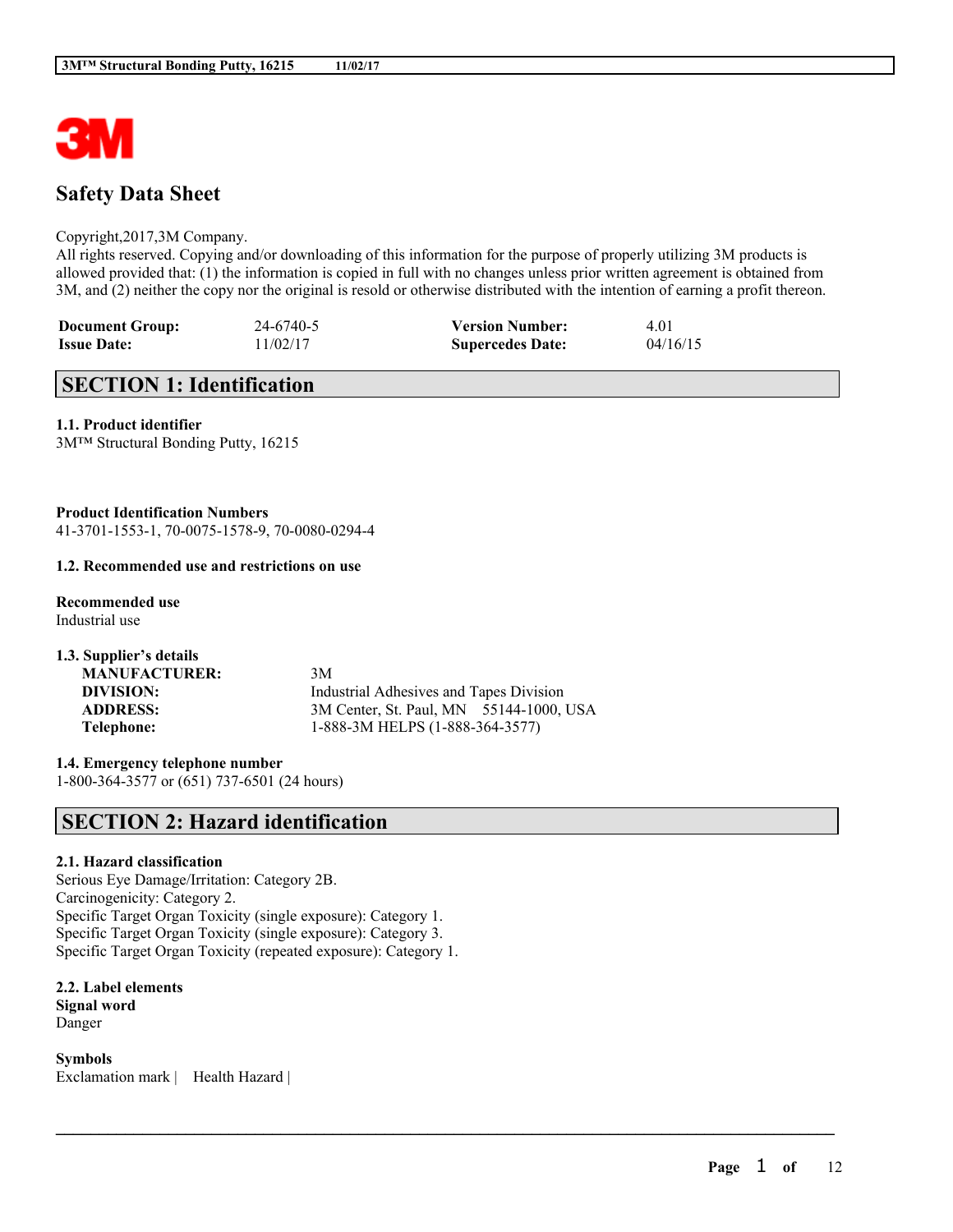# Safety Data Sheet

Copyright,2017,3M Company.
All rights reserved. Copying and/or downloading of this information for the purpose of properly utilizing 3M products is allowed provided that: (1) the information is copied in full with no changes unless prior written agreement is obtained from 3M, and (2) neither the copy nor the original is resold or otherwise distributed with the intention of earning a profit thereon.

| | | | |
|---|---|---|---|
| **Document Group:** | 24-6740-5 | **Version Number:** | 4.01 |
| **Issue Date:** | 11/02/17 | **Supercedes Date:** | 04/16/15 |

## SECTION 1: Identification

### 1.1. Product identifier

3M™ Structural Bonding Putty, 16215

**Product Identification Numbers**

41-3701-1553-1, 70-0075-1578-9, 70-0080-0294-4

### 1.2. Recommended use and restrictions on use

**Recommended use**

Industrial use

### 1.3. Supplier's details

| | |
|---|---|
| **MANUFACTURER:** | 3M |
| **DIVISION:** | Industrial Adhesives and Tapes Division |
| **ADDRESS:** | 3M Center, St. Paul, MN 55144-1000, USA |
| **Telephone:** | 1-888-3M HELPS (1-888-364-3577) |

### 1.4. Emergency telephone number

1-800-364-3577 or (651) 737-6501 (24 hours)

## SECTION 2: Hazard identification

### 2.1. Hazard classification

Serious Eye Damage/Irritation: Category 2B.
Carcinogenicity: Category 2.
Specific Target Organ Toxicity (single exposure): Category 1.
Specific Target Organ Toxicity (single exposure): Category 3.
Specific Target Organ Toxicity (repeated exposure): Category 1.

### 2.2. Label elements

**Signal word**

Danger

**Symbols**

Exclamation mark | Health Hazard |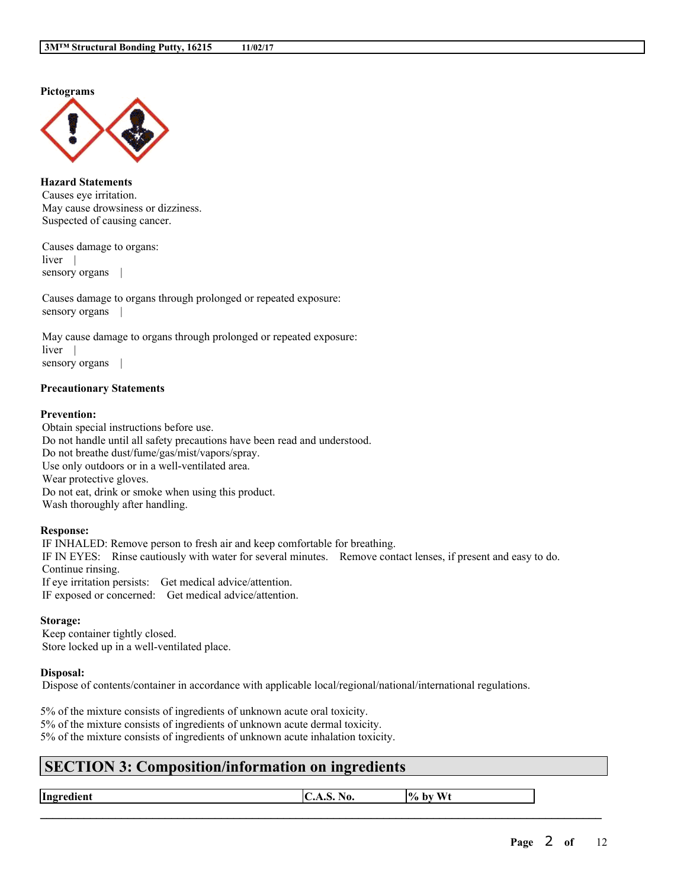**Pictograms**

**Hazard Statements**

Causes eye irritation.
May cause drowsiness or dizziness.
Suspected of causing cancer.

Causes damage to organs:
liver |
sensory organs |

Causes damage to organs through prolonged or repeated exposure:
sensory organs |

May cause damage to organs through prolonged or repeated exposure:
liver |
sensory organs |

**Precautionary Statements**

**Prevention:**

Obtain special instructions before use.
Do not handle until all safety precautions have been read and understood.
Do not breathe dust/fume/gas/mist/vapors/spray.
Use only outdoors or in a well-ventilated area.
Wear protective gloves.
Do not eat, drink or smoke when using this product.
Wash thoroughly after handling.

**Response:**

IF INHALED: Remove person to fresh air and keep comfortable for breathing.
IF IN EYES: Rinse cautiously with water for several minutes. Remove contact lenses, if present and easy to do. Continue rinsing.
If eye irritation persists: Get medical advice/attention.
IF exposed or concerned: Get medical advice/attention.

**Storage:**

Keep container tightly closed.
Store locked up in a well-ventilated place.

**Disposal:**

Dispose of contents/container in accordance with applicable local/regional/national/international regulations.

5% of the mixture consists of ingredients of unknown acute oral toxicity.
5% of the mixture consists of ingredients of unknown acute dermal toxicity.
5% of the mixture consists of ingredients of unknown acute inhalation toxicity.

## SECTION 3: Composition/information on ingredients

| Ingredient | C.A.S. No. | % by Wt |
|---|---|---|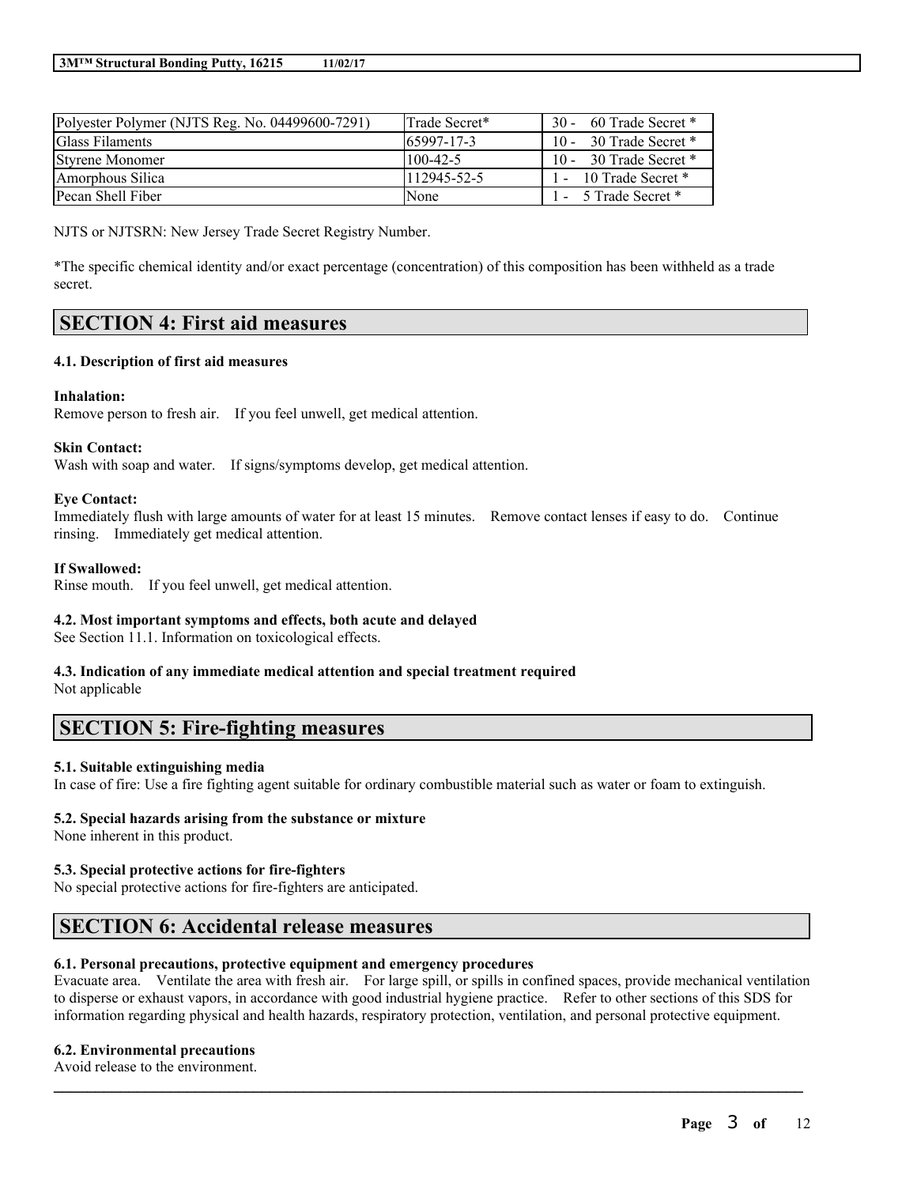| Polyester Polymer (NJTS Reg. No. 04499600-7291) | Trade Secret* | 30 - 60 Trade Secret * |
| --- | --- | --- |
| Glass Filaments | 65997-17-3 | 10 - 30 Trade Secret * |
| Styrene Monomer | 100-42-5 | 10 - 30 Trade Secret * |
| Amorphous Silica | 112945-52-5 | 1 - 10 Trade Secret * |
| Pecan Shell Fiber | None | 1 - 5 Trade Secret * |

NJTS or NJTSRN: New Jersey Trade Secret Registry Number.

*The specific chemical identity and/or exact percentage (concentration) of this composition has been withheld as a trade secret.

## SECTION 4: First aid measures

### 4.1. Description of first aid measures

**Inhalation:**
Remove person to fresh air. If you feel unwell, get medical attention.

**Skin Contact:**
Wash with soap and water. If signs/symptoms develop, get medical attention.

**Eye Contact:**
Immediately flush with large amounts of water for at least 15 minutes. Remove contact lenses if easy to do. Continue rinsing. Immediately get medical attention.

**If Swallowed:**
Rinse mouth. If you feel unwell, get medical attention.

### 4.2. Most important symptoms and effects, both acute and delayed
See Section 11.1. Information on toxicological effects.

### 4.3. Indication of any immediate medical attention and special treatment required
Not applicable

## SECTION 5: Fire-fighting measures

### 5.1. Suitable extinguishing media
In case of fire: Use a fire fighting agent suitable for ordinary combustible material such as water or foam to extinguish.

### 5.2. Special hazards arising from the substance or mixture
None inherent in this product.

### 5.3. Special protective actions for fire-fighters
No special protective actions for fire-fighters are anticipated.

## SECTION 6: Accidental release measures

### 6.1. Personal precautions, protective equipment and emergency procedures
Evacuate area. Ventilate the area with fresh air. For large spill, or spills in confined spaces, provide mechanical ventilation to disperse or exhaust vapors, in accordance with good industrial hygiene practice. Refer to other sections of this SDS for information regarding physical and health hazards, respiratory protection, ventilation, and personal protective equipment.

### 6.2. Environmental precautions
Avoid release to the environment.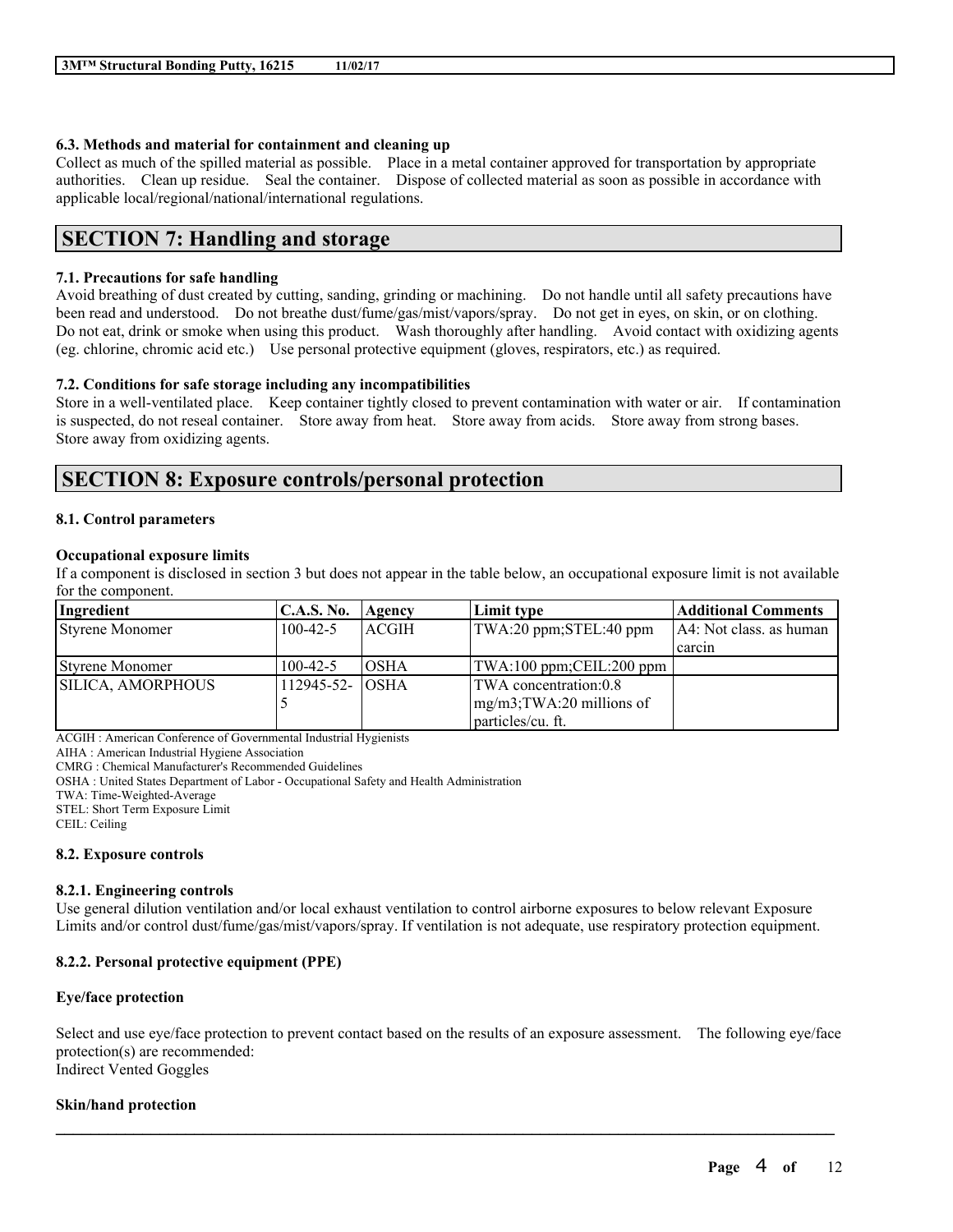#### 6.3. Methods and material for containment and cleaning up

Collect as much of the spilled material as possible. Place in a metal container approved for transportation by appropriate authorities. Clean up residue. Seal the container. Dispose of collected material as soon as possible in accordance with applicable local/regional/national/international regulations.

## SECTION 7: Handling and storage

#### 7.1. Precautions for safe handling

Avoid breathing of dust created by cutting, sanding, grinding or machining. Do not handle until all safety precautions have been read and understood. Do not breathe dust/fume/gas/mist/vapors/spray. Do not get in eyes, on skin, or on clothing. Do not eat, drink or smoke when using this product. Wash thoroughly after handling. Avoid contact with oxidizing agents (eg. chlorine, chromic acid etc.) Use personal protective equipment (gloves, respirators, etc.) as required.

#### 7.2. Conditions for safe storage including any incompatibilities

Store in a well-ventilated place. Keep container tightly closed to prevent contamination with water or air. If contamination is suspected, do not reseal container. Store away from heat. Store away from acids. Store away from strong bases. Store away from oxidizing agents.

## SECTION 8: Exposure controls/personal protection

#### 8.1. Control parameters

**Occupational exposure limits**

If a component is disclosed in section 3 but does not appear in the table below, an occupational exposure limit is not available for the component.

| Ingredient | C.A.S. No. | Agency | Limit type | Additional Comments |
|---|---|---|---|---|
| Styrene Monomer | 100-42-5 | ACGIH | TWA:20 ppm;STEL:40 ppm | A4: Not class. as human carcin |
| Styrene Monomer | 100-42-5 | OSHA | TWA:100 ppm;CEIL:200 ppm | |
| SILICA, AMORPHOUS | 112945-52-5 | OSHA | TWA concentration:0.8 mg/m3;TWA:20 millions of particles/cu. ft. | |

ACGIH : American Conference of Governmental Industrial Hygienists
AIHA : American Industrial Hygiene Association
CMRG : Chemical Manufacturer's Recommended Guidelines
OSHA : United States Department of Labor - Occupational Safety and Health Administration
TWA: Time-Weighted-Average
STEL: Short Term Exposure Limit
CEIL: Ceiling

#### 8.2. Exposure controls

#### 8.2.1. Engineering controls

Use general dilution ventilation and/or local exhaust ventilation to control airborne exposures to below relevant Exposure Limits and/or control dust/fume/gas/mist/vapors/spray. If ventilation is not adequate, use respiratory protection equipment.

#### 8.2.2. Personal protective equipment (PPE)

**Eye/face protection**

Select and use eye/face protection to prevent contact based on the results of an exposure assessment. The following eye/face protection(s) are recommended:
Indirect Vented Goggles

**Skin/hand protection**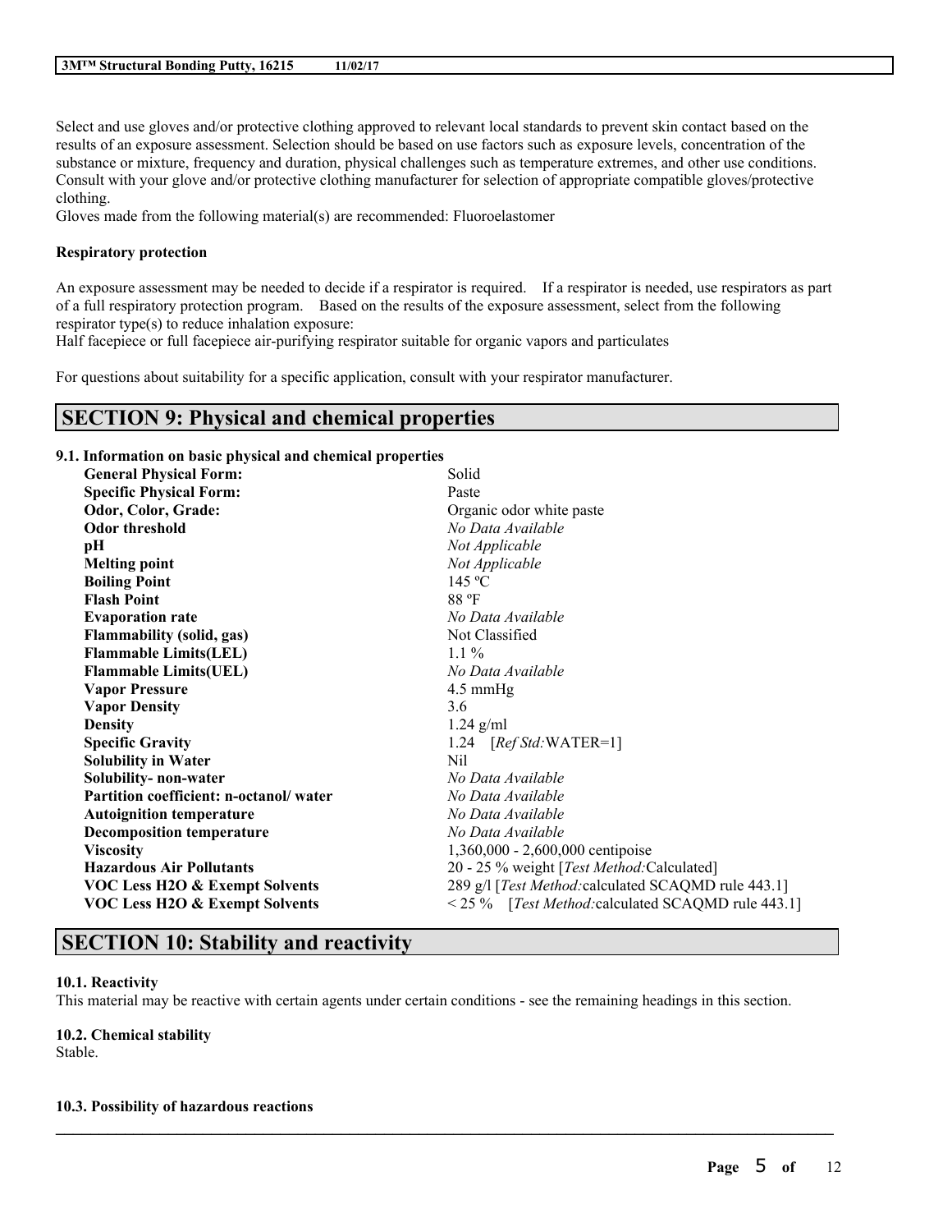Select and use gloves and/or protective clothing approved to relevant local standards to prevent skin contact based on the results of an exposure assessment. Selection should be based on use factors such as exposure levels, concentration of the substance or mixture, frequency and duration, physical challenges such as temperature extremes, and other use conditions. Consult with your glove and/or protective clothing manufacturer for selection of appropriate compatible gloves/protective clothing.
Gloves made from the following material(s) are recommended: Fluoroelastomer

**Respiratory protection**

An exposure assessment may be needed to decide if a respirator is required. If a respirator is needed, use respirators as part of a full respiratory protection program. Based on the results of the exposure assessment, select from the following respirator type(s) to reduce inhalation exposure:
Half facepiece or full facepiece air-purifying respirator suitable for organic vapors and particulates

For questions about suitability for a specific application, consult with your respirator manufacturer.

## SECTION 9: Physical and chemical properties

**9.1. Information on basic physical and chemical properties**

| | |
|---|---|
| **General Physical Form:** | Solid |
| **Specific Physical Form:** | Paste |
| **Odor, Color, Grade:** | Organic odor white paste |
| **Odor threshold** | *No Data Available* |
| **pH** | *Not Applicable* |
| **Melting point** | *Not Applicable* |
| **Boiling Point** | 145 ºC |
| **Flash Point** | 88 ºF |
| **Evaporation rate** | *No Data Available* |
| **Flammability (solid, gas)** | Not Classified |
| **Flammable Limits(LEL)** | 1.1 % |
| **Flammable Limits(UEL)** | *No Data Available* |
| **Vapor Pressure** | 4.5 mmHg |
| **Vapor Density** | 3.6 |
| **Density** | 1.24 g/ml |
| **Specific Gravity** | 1.24 [*Ref Std:*WATER=1] |
| **Solubility in Water** | Nil |
| **Solubility- non-water** | *No Data Available* |
| **Partition coefficient: n-octanol/ water** | *No Data Available* |
| **Autoignition temperature** | *No Data Available* |
| **Decomposition temperature** | *No Data Available* |
| **Viscosity** | 1,360,000 - 2,600,000 centipoise |
| **Hazardous Air Pollutants** | 20 - 25 % weight [*Test Method:*Calculated] |
| **VOC Less H2O & Exempt Solvents** | 289 g/l [*Test Method:*calculated SCAQMD rule 443.1] |
| **VOC Less H2O & Exempt Solvents** | < 25 % [*Test Method:*calculated SCAQMD rule 443.1] |

## SECTION 10: Stability and reactivity

**10.1. Reactivity**

This material may be reactive with certain agents under certain conditions - see the remaining headings in this section.

**10.2. Chemical stability**

Stable.

**10.3. Possibility of hazardous reactions**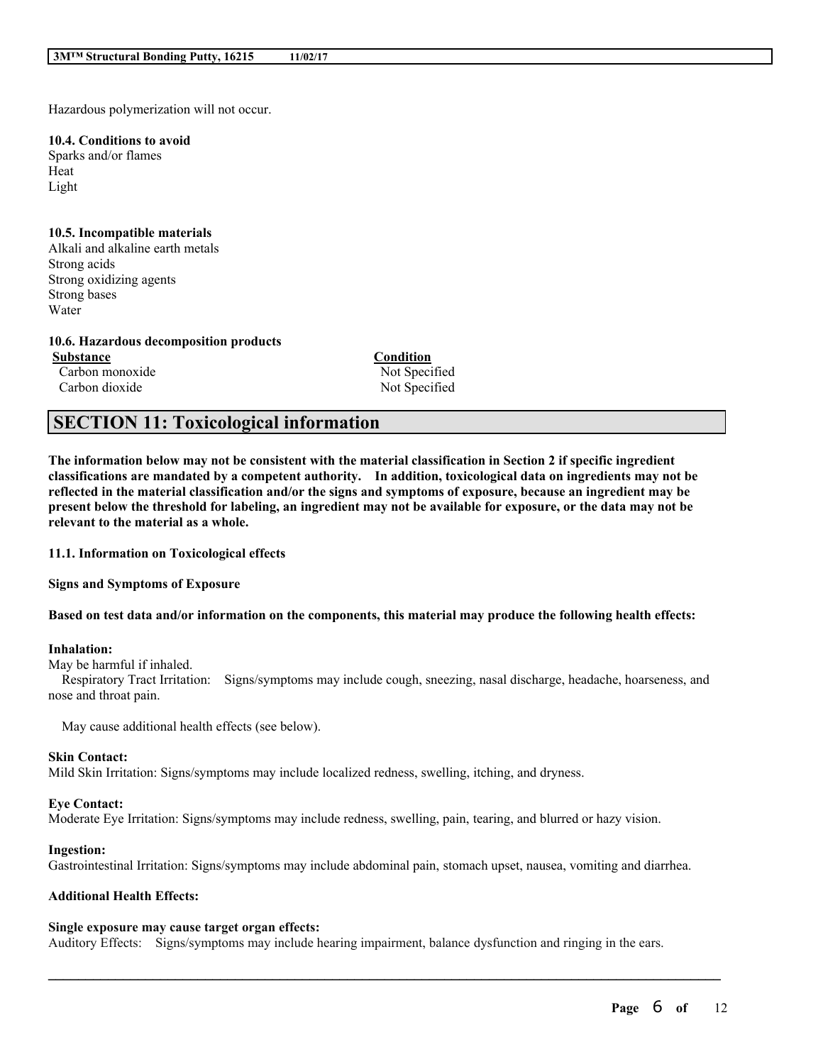Hazardous polymerization will not occur.

**10.4. Conditions to avoid**

Sparks and/or flames
Heat
Light

**10.5. Incompatible materials**

Alkali and alkaline earth metals
Strong acids
Strong oxidizing agents
Strong bases
Water

**10.6. Hazardous decomposition products**

| Substance | Condition |
|---|---|
| Carbon monoxide | Not Specified |
| Carbon dioxide | Not Specified |

## SECTION 11: Toxicological information

**The information below may not be consistent with the material classification in Section 2 if specific ingredient classifications are mandated by a competent authority. In addition, toxicological data on ingredients may not be reflected in the material classification and/or the signs and symptoms of exposure, because an ingredient may be present below the threshold for labeling, an ingredient may not be available for exposure, or the data may not be relevant to the material as a whole.**

**11.1. Information on Toxicological effects**

**Signs and Symptoms of Exposure**

**Based on test data and/or information on the components, this material may produce the following health effects:**

**Inhalation:**

May be harmful if inhaled.
Respiratory Tract Irritation: Signs/symptoms may include cough, sneezing, nasal discharge, headache, hoarseness, and nose and throat pain.

May cause additional health effects (see below).

**Skin Contact:**

Mild Skin Irritation: Signs/symptoms may include localized redness, swelling, itching, and dryness.

**Eye Contact:**

Moderate Eye Irritation: Signs/symptoms may include redness, swelling, pain, tearing, and blurred or hazy vision.

**Ingestion:**

Gastrointestinal Irritation: Signs/symptoms may include abdominal pain, stomach upset, nausea, vomiting and diarrhea.

**Additional Health Effects:**

**Single exposure may cause target organ effects:**

Auditory Effects: Signs/symptoms may include hearing impairment, balance dysfunction and ringing in the ears.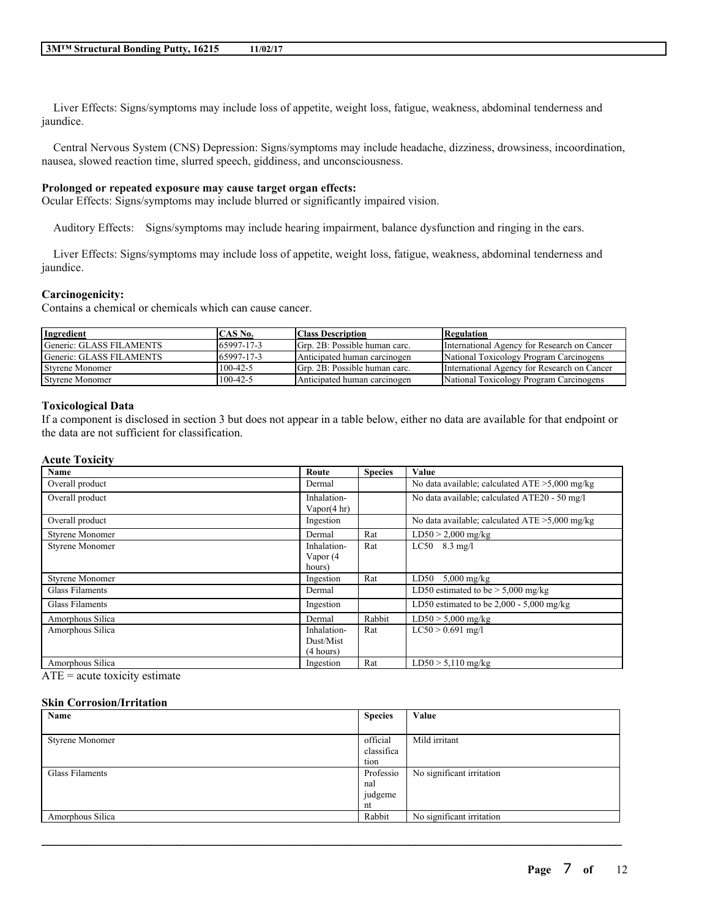Liver Effects: Signs/symptoms may include loss of appetite, weight loss, fatigue, weakness, abdominal tenderness and jaundice.

Central Nervous System (CNS) Depression: Signs/symptoms may include headache, dizziness, drowsiness, incoordination, nausea, slowed reaction time, slurred speech, giddiness, and unconsciousness.

**Prolonged or repeated exposure may cause target organ effects:**
Ocular Effects: Signs/symptoms may include blurred or significantly impaired vision.

Auditory Effects: Signs/symptoms may include hearing impairment, balance dysfunction and ringing in the ears.

Liver Effects: Signs/symptoms may include loss of appetite, weight loss, fatigue, weakness, abdominal tenderness and jaundice.

**Carcinogenicity:**
Contains a chemical or chemicals which can cause cancer.

| Ingredient | CAS No. | Class Description | Regulation |
|---|---|---|---|
| Generic: GLASS FILAMENTS | 65997-17-3 | Grp. 2B: Possible human carc. | International Agency for Research on Cancer |
| Generic: GLASS FILAMENTS | 65997-17-3 | Anticipated human carcinogen | National Toxicology Program Carcinogens |
| Styrene Monomer | 100-42-5 | Grp. 2B: Possible human carc. | International Agency for Research on Cancer |
| Styrene Monomer | 100-42-5 | Anticipated human carcinogen | National Toxicology Program Carcinogens |

### Toxicological Data

If a component is disclosed in section 3 but does not appear in a table below, either no data are available for that endpoint or the data are not sufficient for classification.

#### Acute Toxicity

| Name | Route | Species | Value |
|---|---|---|---|
| Overall product | Dermal | | No data available; calculated ATE >5,000 mg/kg |
| Overall product | Inhalation-Vapor(4 hr) | | No data available; calculated ATE20 - 50 mg/l |
| Overall product | Ingestion | | No data available; calculated ATE >5,000 mg/kg |
| Styrene Monomer | Dermal | Rat | LD50 > 2,000 mg/kg |
| Styrene Monomer | Inhalation-Vapor (4 hours) | Rat | LC50 8.3 mg/l |
| Styrene Monomer | Ingestion | Rat | LD50 5,000 mg/kg |
| Glass Filaments | Dermal | | LD50 estimated to be > 5,000 mg/kg |
| Glass Filaments | Ingestion | | LD50 estimated to be 2,000 - 5,000 mg/kg |
| Amorphous Silica | Dermal | Rabbit | LD50 > 5,000 mg/kg |
| Amorphous Silica | Inhalation-Dust/Mist (4 hours) | Rat | LC50 > 0.691 mg/l |
| Amorphous Silica | Ingestion | Rat | LD50 > 5,110 mg/kg |

ATE = acute toxicity estimate

#### Skin Corrosion/Irritation

| Name | Species | Value |
|---|---|---|
| Styrene Monomer | official classification | Mild irritant |
| Glass Filaments | Professional judgement | No significant irritation |
| Amorphous Silica | Rabbit | No significant irritation |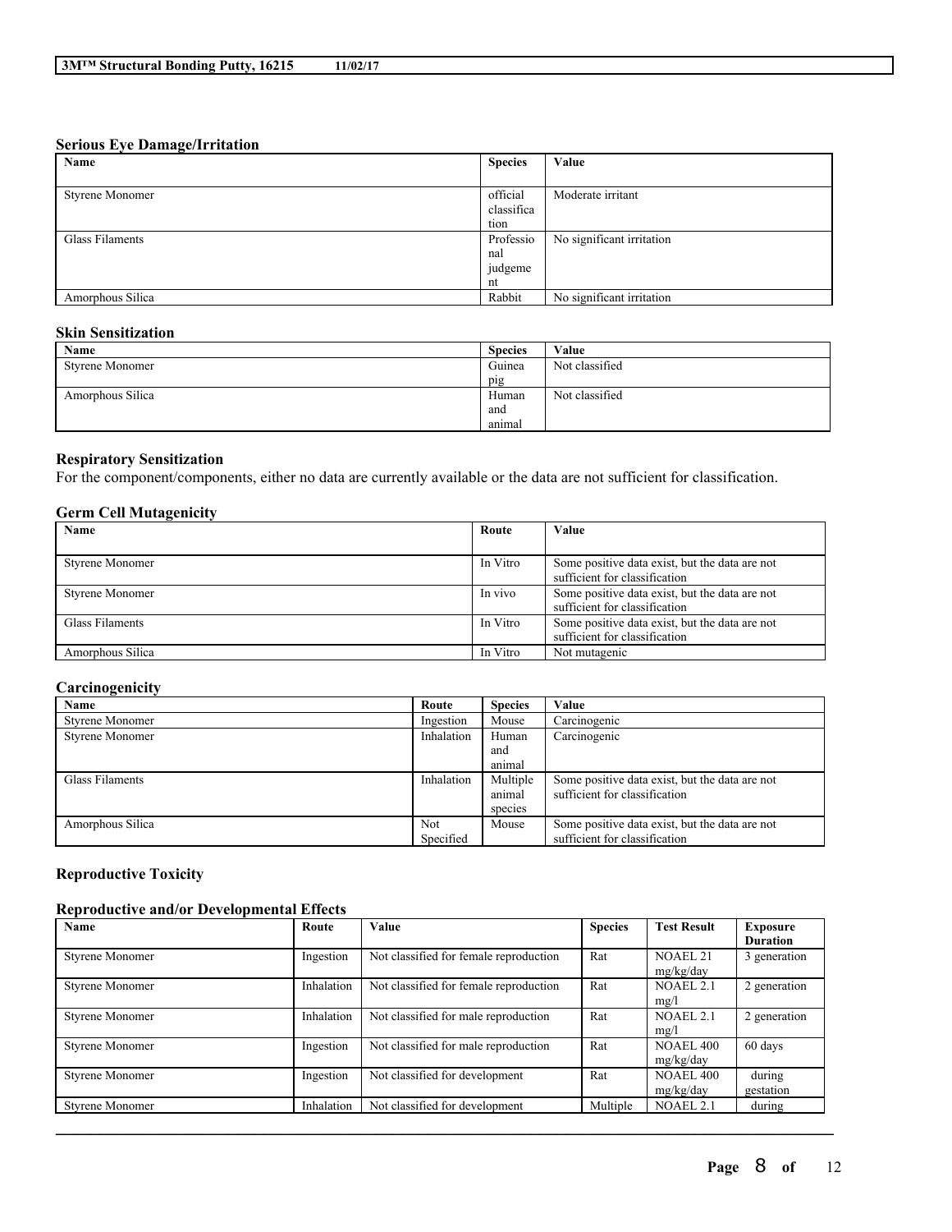### Serious Eye Damage/Irritation

| Name | Species | Value |
|---|---|---|
| Styrene Monomer | official classification | Moderate irritant |
| Glass Filaments | Professional judgement | No significant irritation |
| Amorphous Silica | Rabbit | No significant irritation |

### Skin Sensitization

| Name | Species | Value |
|---|---|---|
| Styrene Monomer | Guinea pig | Not classified |
| Amorphous Silica | Human and animal | Not classified |

### Respiratory Sensitization

For the component/components, either no data are currently available or the data are not sufficient for classification.

### Germ Cell Mutagenicity

| Name | Route | Value |
|---|---|---|
| Styrene Monomer | In Vitro | Some positive data exist, but the data are not sufficient for classification |
| Styrene Monomer | In vivo | Some positive data exist, but the data are not sufficient for classification |
| Glass Filaments | In Vitro | Some positive data exist, but the data are not sufficient for classification |
| Amorphous Silica | In Vitro | Not mutagenic |

### Carcinogenicity

| Name | Route | Species | Value |
|---|---|---|---|
| Styrene Monomer | Ingestion | Mouse | Carcinogenic |
| Styrene Monomer | Inhalation | Human and animal | Carcinogenic |
| Glass Filaments | Inhalation | Multiple animal species | Some positive data exist, but the data are not sufficient for classification |
| Amorphous Silica | Not Specified | Mouse | Some positive data exist, but the data are not sufficient for classification |

### Reproductive Toxicity

### Reproductive and/or Developmental Effects

| Name | Route | Value | Species | Test Result | Exposure Duration |
|---|---|---|---|---|---|
| Styrene Monomer | Ingestion | Not classified for female reproduction | Rat | NOAEL 21 mg/kg/day | 3 generation |
| Styrene Monomer | Inhalation | Not classified for female reproduction | Rat | NOAEL 2.1 mg/l | 2 generation |
| Styrene Monomer | Inhalation | Not classified for male reproduction | Rat | NOAEL 2.1 mg/l | 2 generation |
| Styrene Monomer | Ingestion | Not classified for male reproduction | Rat | NOAEL 400 mg/kg/day | 60 days |
| Styrene Monomer | Ingestion | Not classified for development | Rat | NOAEL 400 mg/kg/day | during gestation |
| Styrene Monomer | Inhalation | Not classified for development | Multiple | NOAEL 2.1 | during |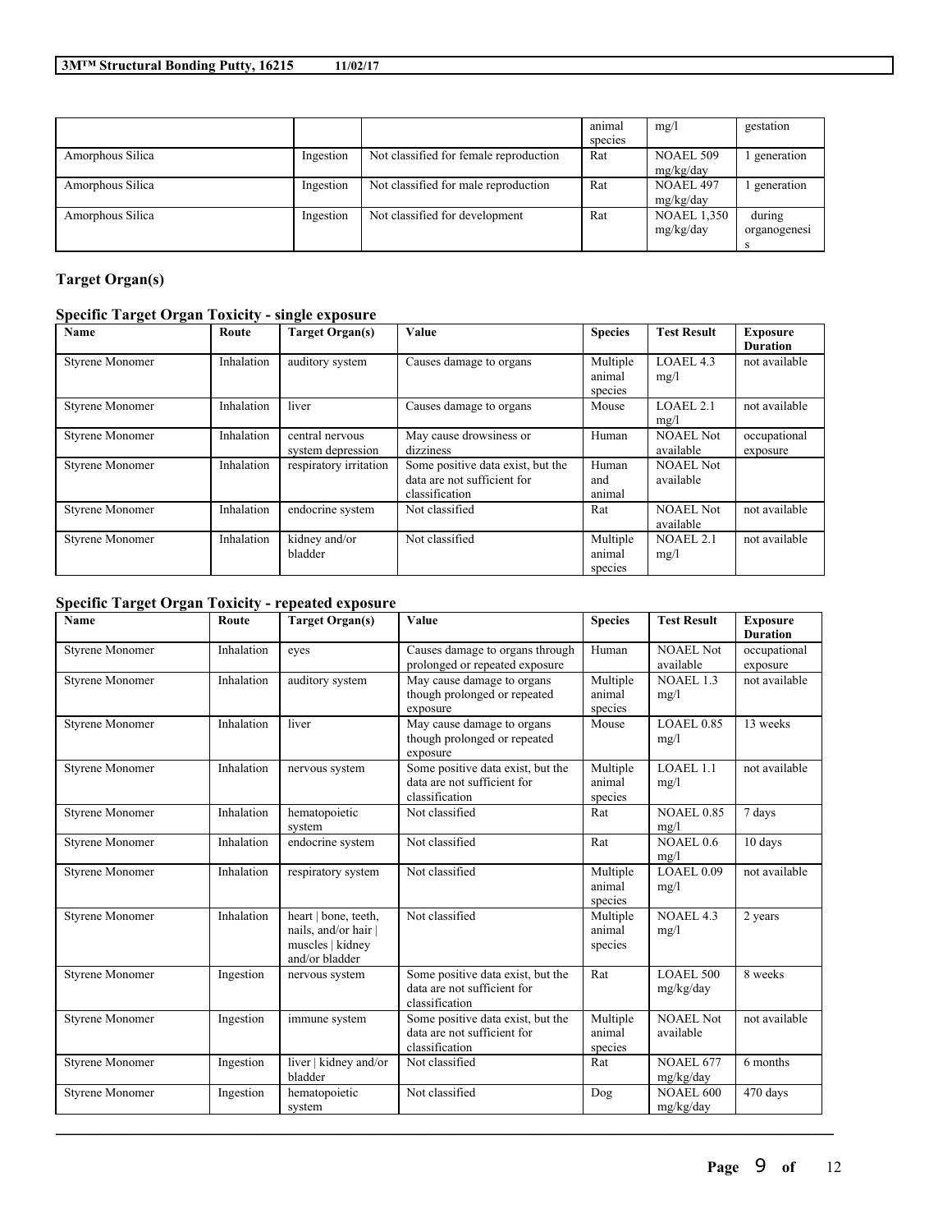| | | | animal species | mg/l | gestation |
|---|---|---|---|---|---|
| Amorphous Silica | Ingestion | Not classified for female reproduction | Rat | NOAEL 509 mg/kg/day | 1 generation |
| Amorphous Silica | Ingestion | Not classified for male reproduction | Rat | NOAEL 497 mg/kg/day | 1 generation |
| Amorphous Silica | Ingestion | Not classified for development | Rat | NOAEL 1,350 mg/kg/day | during organogenesis |

## Target Organ(s)

### Specific Target Organ Toxicity - single exposure

| Name | Route | Target Organ(s) | Value | Species | Test Result | Exposure Duration |
|---|---|---|---|---|---|---|
| Styrene Monomer | Inhalation | auditory system | Causes damage to organs | Multiple animal species | LOAEL 4.3 mg/l | not available |
| Styrene Monomer | Inhalation | liver | Causes damage to organs | Mouse | LOAEL 2.1 mg/l | not available |
| Styrene Monomer | Inhalation | central nervous system depression | May cause drowsiness or dizziness | Human | NOAEL Not available | occupational exposure |
| Styrene Monomer | Inhalation | respiratory irritation | Some positive data exist, but the data are not sufficient for classification | Human and animal | NOAEL Not available | |
| Styrene Monomer | Inhalation | endocrine system | Not classified | Rat | NOAEL Not available | not available |
| Styrene Monomer | Inhalation | kidney and/or bladder | Not classified | Multiple animal species | NOAEL 2.1 mg/l | not available |

### Specific Target Organ Toxicity - repeated exposure

| Name | Route | Target Organ(s) | Value | Species | Test Result | Exposure Duration |
|---|---|---|---|---|---|---|
| Styrene Monomer | Inhalation | eyes | Causes damage to organs through prolonged or repeated exposure | Human | NOAEL Not available | occupational exposure |
| Styrene Monomer | Inhalation | auditory system | May cause damage to organs though prolonged or repeated exposure | Multiple animal species | NOAEL 1.3 mg/l | not available |
| Styrene Monomer | Inhalation | liver | May cause damage to organs though prolonged or repeated exposure | Mouse | LOAEL 0.85 mg/l | 13 weeks |
| Styrene Monomer | Inhalation | nervous system | Some positive data exist, but the data are not sufficient for classification | Multiple animal species | LOAEL 1.1 mg/l | not available |
| Styrene Monomer | Inhalation | hematopoietic system | Not classified | Rat | NOAEL 0.85 mg/l | 7 days |
| Styrene Monomer | Inhalation | endocrine system | Not classified | Rat | NOAEL 0.6 mg/l | 10 days |
| Styrene Monomer | Inhalation | respiratory system | Not classified | Multiple animal species | LOAEL 0.09 mg/l | not available |
| Styrene Monomer | Inhalation | heart \| bone, teeth, nails, and/or hair \| muscles \| kidney and/or bladder | Not classified | Multiple animal species | NOAEL 4.3 mg/l | 2 years |
| Styrene Monomer | Ingestion | nervous system | Some positive data exist, but the data are not sufficient for classification | Rat | LOAEL 500 mg/kg/day | 8 weeks |
| Styrene Monomer | Ingestion | immune system | Some positive data exist, but the data are not sufficient for classification | Multiple animal species | NOAEL Not available | not available |
| Styrene Monomer | Ingestion | liver \| kidney and/or bladder | Not classified | Rat | NOAEL 677 mg/kg/day | 6 months |
| Styrene Monomer | Ingestion | hematopoietic system | Not classified | Dog | NOAEL 600 mg/kg/day | 470 days |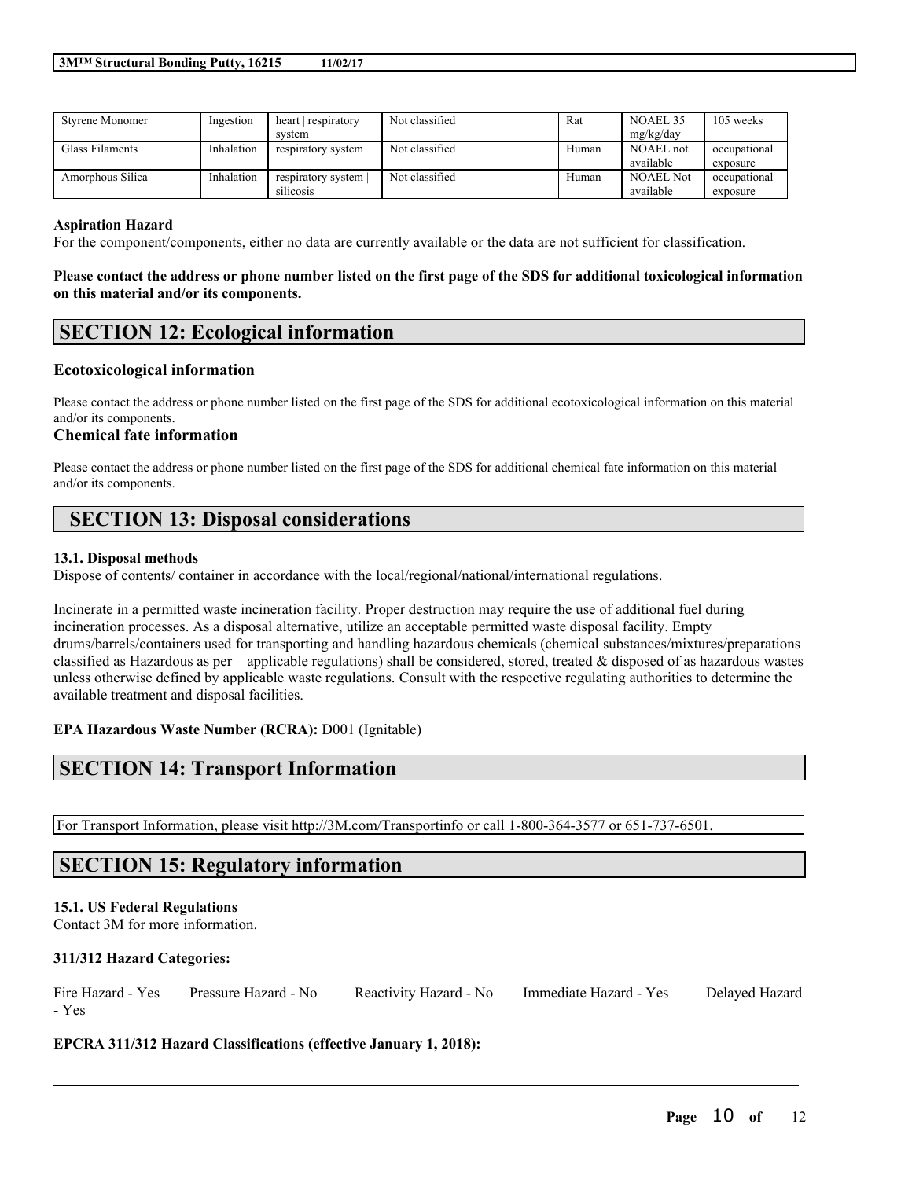| Styrene Monomer | Ingestion | heart \| respiratory system | Not classified | Rat | NOAEL 35 mg/kg/day | 105 weeks |
|---|---|---|---|---|---|---|
| Glass Filaments | Inhalation | respiratory system | Not classified | Human | NOAEL not available | occupational exposure |
| Amorphous Silica | Inhalation | respiratory system \| silicosis | Not classified | Human | NOAEL Not available | occupational exposure |

**Aspiration Hazard**

For the component/components, either no data are currently available or the data are not sufficient for classification.

**Please contact the address or phone number listed on the first page of the SDS for additional toxicological information on this material and/or its components.**

## SECTION 12: Ecological information

### Ecotoxicological information

Please contact the address or phone number listed on the first page of the SDS for additional ecotoxicological information on this material and/or its components.

### Chemical fate information

Please contact the address or phone number listed on the first page of the SDS for additional chemical fate information on this material and/or its components.

## SECTION 13: Disposal considerations

**13.1. Disposal methods**

Dispose of contents/ container in accordance with the local/regional/national/international regulations.

Incinerate in a permitted waste incineration facility. Proper destruction may require the use of additional fuel during incineration processes. As a disposal alternative, utilize an acceptable permitted waste disposal facility. Empty drums/barrels/containers used for transporting and handling hazardous chemicals (chemical substances/mixtures/preparations classified as Hazardous as per applicable regulations) shall be considered, stored, treated & disposed of as hazardous wastes unless otherwise defined by applicable waste regulations. Consult with the respective regulating authorities to determine the available treatment and disposal facilities.

**EPA Hazardous Waste Number (RCRA):** D001 (Ignitable)

## SECTION 14: Transport Information

For Transport Information, please visit http://3M.com/Transportinfo or call 1-800-364-3577 or 651-737-6501.

## SECTION 15: Regulatory information

**15.1. US Federal Regulations**

Contact 3M for more information.

**311/312 Hazard Categories:**

Fire Hazard - Yes Pressure Hazard - No Reactivity Hazard - No Immediate Hazard - Yes Delayed Hazard - Yes

**EPCRA 311/312 Hazard Classifications (effective January 1, 2018):**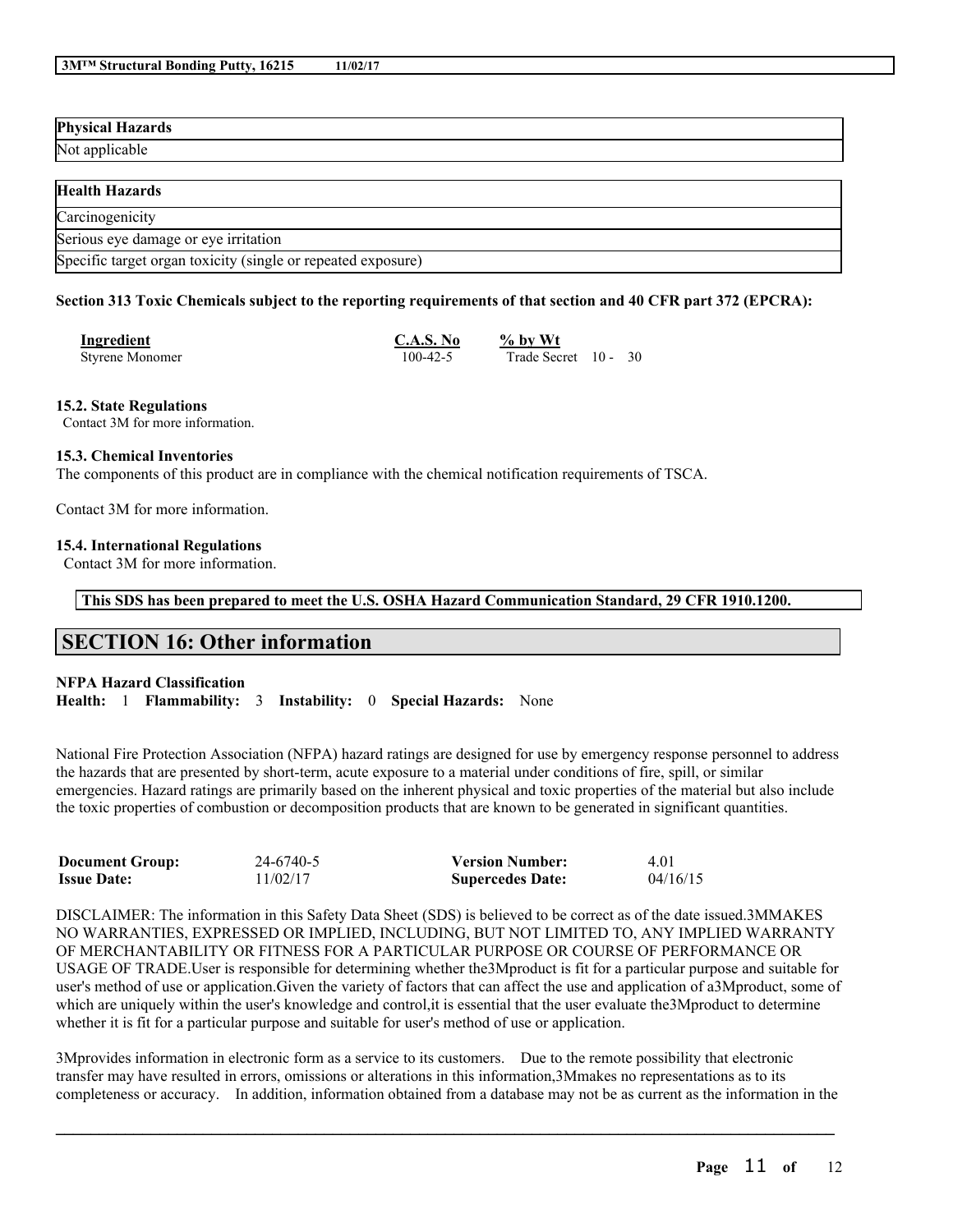| Physical Hazards |
| --- |
| Not applicable |

| Health Hazards |
| --- |
| Carcinogenicity |
| Serious eye damage or eye irritation |
| Specific target organ toxicity (single or repeated exposure) |

**Section 313 Toxic Chemicals subject to the reporting requirements of that section and 40 CFR part 372 (EPCRA):**

| Ingredient | C.A.S. No | % by Wt |
| --- | --- | --- |
| Styrene Monomer | 100-42-5 | Trade Secret 10 - 30 |

**15.2. State Regulations**

Contact 3M for more information.

**15.3. Chemical Inventories**

The components of this product are in compliance with the chemical notification requirements of TSCA.

Contact 3M for more information.

**15.4. International Regulations**

Contact 3M for more information.

**This SDS has been prepared to meet the U.S. OSHA Hazard Communication Standard, 29 CFR 1910.1200.**

## SECTION 16: Other information

**NFPA Hazard Classification**

**Health:** 1 **Flammability:** 3 **Instability:** 0 **Special Hazards:** None

National Fire Protection Association (NFPA) hazard ratings are designed for use by emergency response personnel to address the hazards that are presented by short-term, acute exposure to a material under conditions of fire, spill, or similar emergencies. Hazard ratings are primarily based on the inherent physical and toxic properties of the material but also include the toxic properties of combustion or decomposition products that are known to be generated in significant quantities.

| | | | |
| --- | --- | --- | --- |
| **Document Group:** | 24-6740-5 | **Version Number:** | 4.01 |
| **Issue Date:** | 11/02/17 | **Supercedes Date:** | 04/16/15 |

DISCLAIMER: The information in this Safety Data Sheet (SDS) is believed to be correct as of the date issued.3MMAKES NO WARRANTIES, EXPRESSED OR IMPLIED, INCLUDING, BUT NOT LIMITED TO, ANY IMPLIED WARRANTY OF MERCHANTABILITY OR FITNESS FOR A PARTICULAR PURPOSE OR COURSE OF PERFORMANCE OR USAGE OF TRADE.User is responsible for determining whether the3Mproduct is fit for a particular purpose and suitable for user's method of use or application.Given the variety of factors that can affect the use and application of a3Mproduct, some of which are uniquely within the user's knowledge and control,it is essential that the user evaluate the3Mproduct to determine whether it is fit for a particular purpose and suitable for user's method of use or application.

3Mprovides information in electronic form as a service to its customers. Due to the remote possibility that electronic transfer may have resulted in errors, omissions or alterations in this information,3Mmakes no representations as to its completeness or accuracy. In addition, information obtained from a database may not be as current as the information in the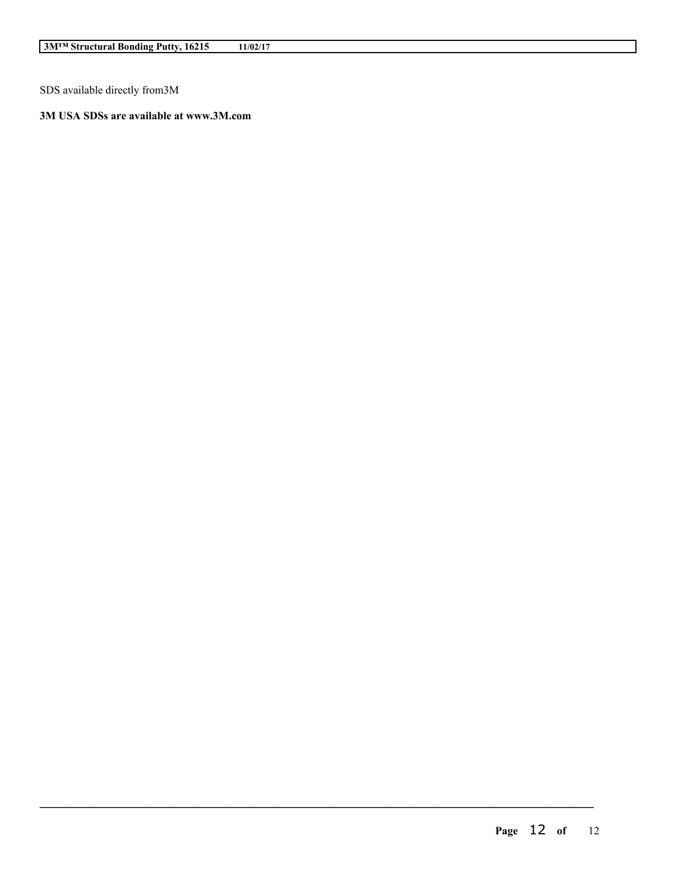SDS available directly from3M

**3M USA SDSs are available at www.3M.com**